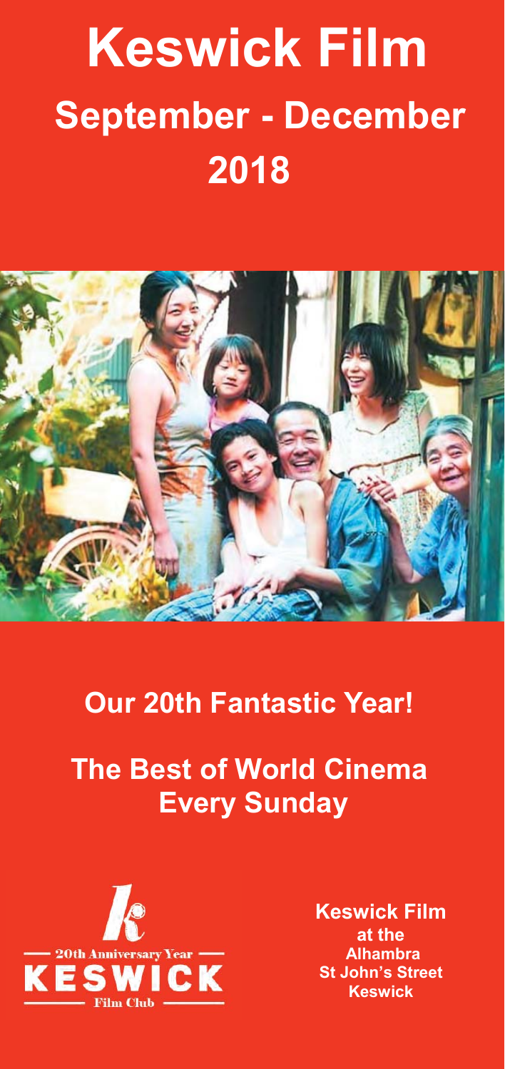# Keswick Film

## September - December 2018

## Our 20th Fantastic Year!

## The Best of World Cinema Every Sunday

20th Anniversary Year
KESWICK
Film Club

**Keswick Film**
**at the**
**Alhambra**
**St John's Street**
**Keswick**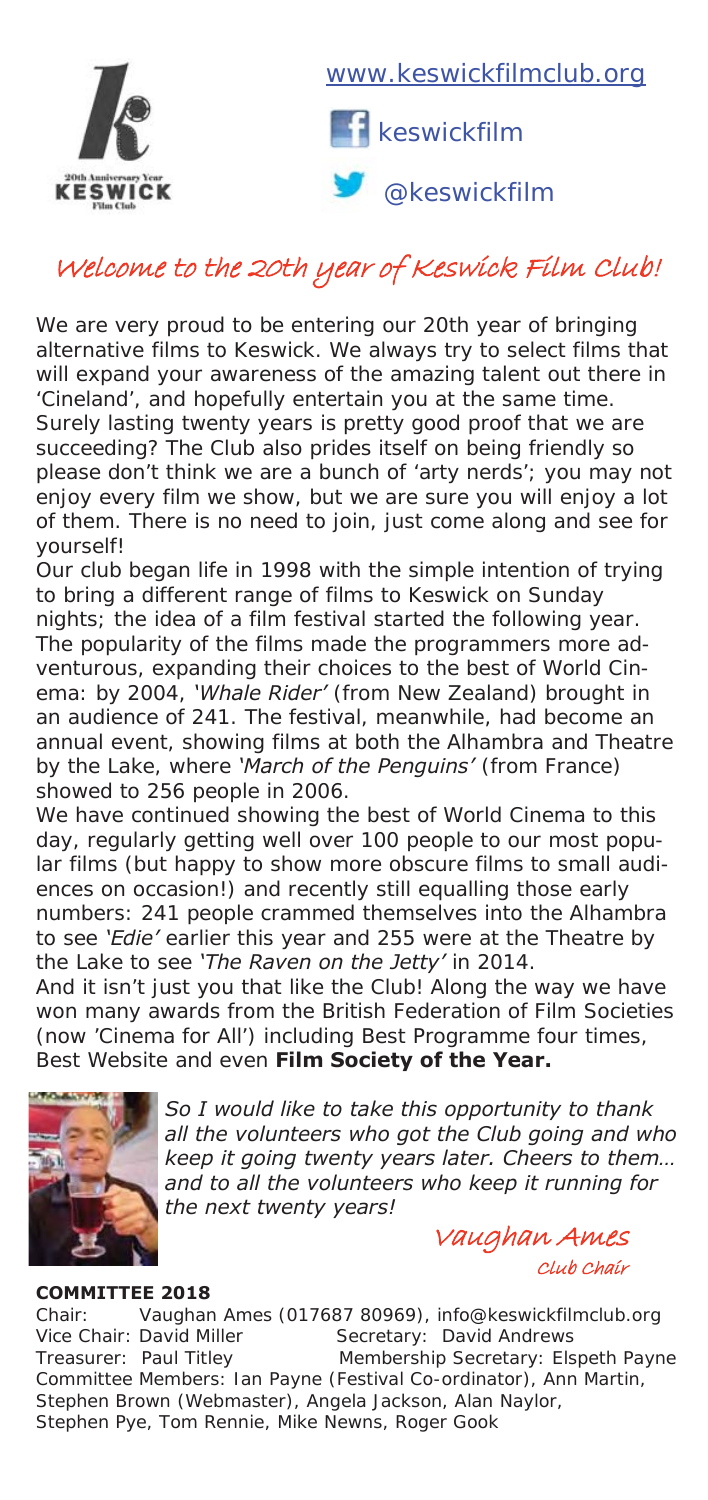www.keswickfilmclub.org

keswickfilm

@keswickfilm

# *Welcome to the 20th year of Keswick Film Club!*

We are very proud to be entering our 20th year of bringing alternative films to Keswick. We always try to select films that will expand your awareness of the amazing talent out there in 'Cineland', and hopefully entertain you at the same time. Surely lasting twenty years is pretty good proof that we are succeeding? The Club also prides itself on being friendly so please don't think we are a bunch of 'arty nerds'; you may not enjoy every film we show, but we are sure you will enjoy a lot of them. There is no need to join, just come along and see for yourself!

Our club began life in 1998 with the simple intention of trying to bring a different range of films to Keswick on Sunday nights; the idea of a film festival started the following year. The popularity of the films made the programmers more adventurous, expanding their choices to the best of World Cinema: by 2004, *'Whale Rider'* (from New Zealand) brought in an audience of 241. The festival, meanwhile, had become an annual event, showing films at both the Alhambra and Theatre by the Lake, where *'March of the Penguins'* (from France) showed to 256 people in 2006.

We have continued showing the best of World Cinema to this day, regularly getting well over 100 people to our most popular films (but happy to show more obscure films to small audiences on occasion!) and recently still equalling those early numbers: 241 people crammed themselves into the Alhambra to see *'Edie'* earlier this year and 255 were at the Theatre by the Lake to see *'The Raven on the Jetty'* in 2014.

And it isn't just you that like the Club! Along the way we have won many awards from the British Federation of Film Societies (now 'Cinema for All') including Best Programme four times, Best Website and even **Film Society of the Year.**

*So I would like to take this opportunity to thank all the volunteers who got the Club going and who keep it going twenty years later. Cheers to them… and to all the volunteers who keep it running for the next twenty years!*

*Vaughan Ames*
*Club Chair*

**COMMITTEE 2018**

Chair: Vaughan Ames (017687 80969), info@keswickfilmclub.org
Vice Chair: David Miller    Secretary: David Andrews
Treasurer: Paul Titley    Membership Secretary: Elspeth Payne
Committee Members: Ian Payne (Festival Co-ordinator), Ann Martin, Stephen Brown (Webmaster), Angela Jackson, Alan Naylor, Stephen Pye, Tom Rennie, Mike Newns, Roger Gook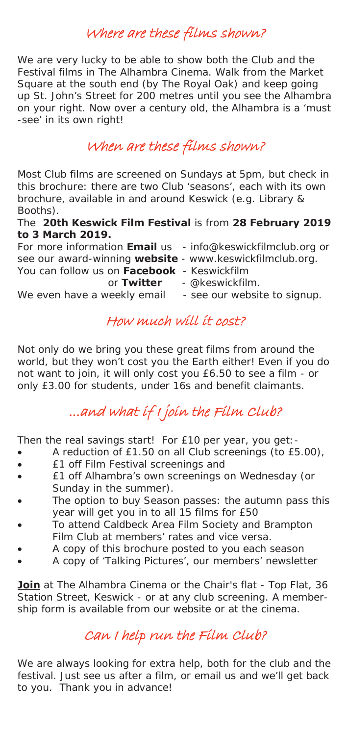## Where are these films shown?

We are very lucky to be able to show both the Club and the Festival films in The Alhambra Cinema. Walk from the Market Square at the south end (by The Royal Oak) and keep going up St. John's Street for 200 metres until you see the Alhambra on your right. Now over a century old, the Alhambra is a 'must-see' in its own right!

## When are these films shown?

Most Club films are screened on Sundays at 5pm, but check in this brochure: there are two Club 'seasons', each with its own brochure, available in and around Keswick (e.g. Library & Booths).

The **20th Keswick Film Festival** is from **28 February 2019 to 3 March 2019.**

For more information **Email** us - info@keswickfilmclub.org or see our award-winning **website** - www.keswickfilmclub.org.
You can follow us on **Facebook** - Keswickfilm
or **Twitter** - @keswickfilm.
We even have a weekly email - see our website to signup.

## How much will it cost?

Not only do we bring you these great films from around the world, but they won't cost you the Earth either! Even if you do not want to join, it will only cost you £6.50 to see a film - or only £3.00 for students, under 16s and benefit claimants.

## ...and what if I join the Film Club?

Then the real savings start! For £10 per year, you get:-

- A reduction of £1.50 on all Club screenings (to £5.00),
- £1 off Film Festival screenings and
- £1 off Alhambra's own screenings on Wednesday (or Sunday in the summer).
- The option to buy Season passes: the autumn pass this year will get you in to all 15 films for £50
- To attend Caldbeck Area Film Society and Brampton Film Club at members' rates and vice versa.
- A copy of this brochure posted to you each season
- A copy of 'Talking Pictures', our members' newsletter

**Join** at The Alhambra Cinema or the Chair's flat - Top Flat, 36 Station Street, Keswick - or at any club screening. A membership form is available from our website or at the cinema.

## Can I help run the Film Club?

We are always looking for extra help, both for the club and the festival. Just see us after a film, or email us and we'll get back to you. Thank you in advance!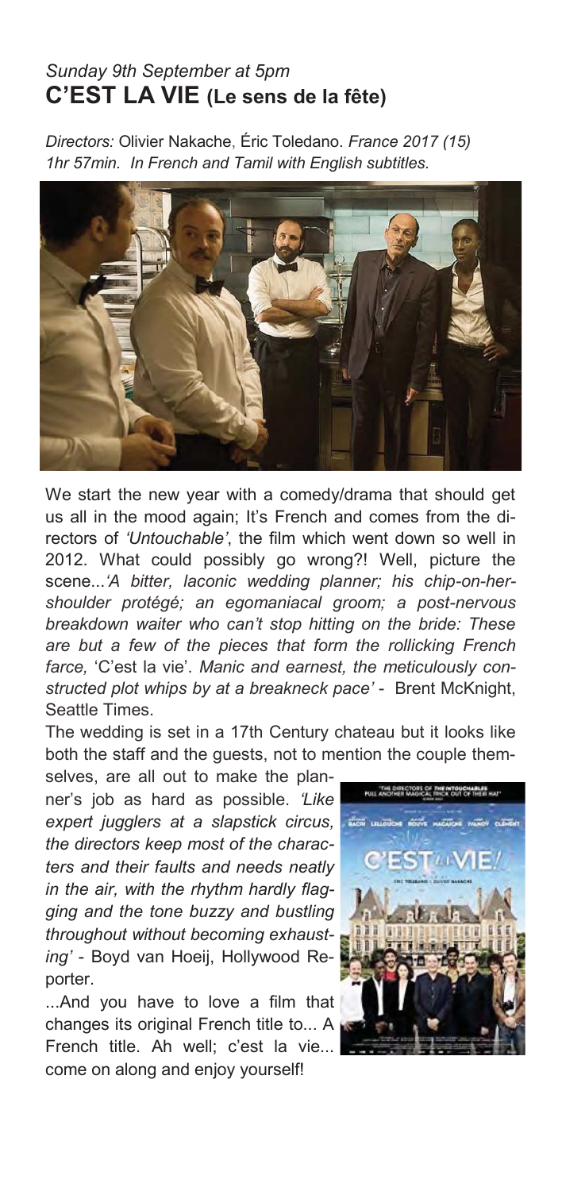*Sunday 9th September at 5pm*

## C'EST LA VIE (Le sens de la fête)

*Directors:* Olivier Nakache, Éric Toledano. *France 2017 (15) 1hr 57min. In French and Tamil with English subtitles.*

We start the new year with a comedy/drama that should get us all in the mood again; It's French and comes from the directors of *'Untouchable'*, the film which went down so well in 2012. What could possibly go wrong?! Well, picture the scene...*'A bitter, laconic wedding planner; his chip-on-her-shoulder protégé; an egomaniacal groom; a post-nervous breakdown waiter who can't stop hitting on the bride: These are but a few of the pieces that form the rollicking French farce,* 'C'est la vie'. *Manic and earnest, the meticulously constructed plot whips by at a breakneck pace'* - Brent McKnight, Seattle Times.

The wedding is set in a 17th Century chateau but it looks like both the staff and the guests, not to mention the couple themselves, are all out to make the planner's job as hard as possible. *'Like expert jugglers at a slapstick circus, the directors keep most of the characters and their faults and needs neatly in the air, with the rhythm hardly flagging and the tone buzzy and bustling throughout without becoming exhausting'* - Boyd van Hoeij, Hollywood Reporter.

...And you have to love a film that changes its original French title to... A French title. Ah well; c'est la vie... come on along and enjoy yourself!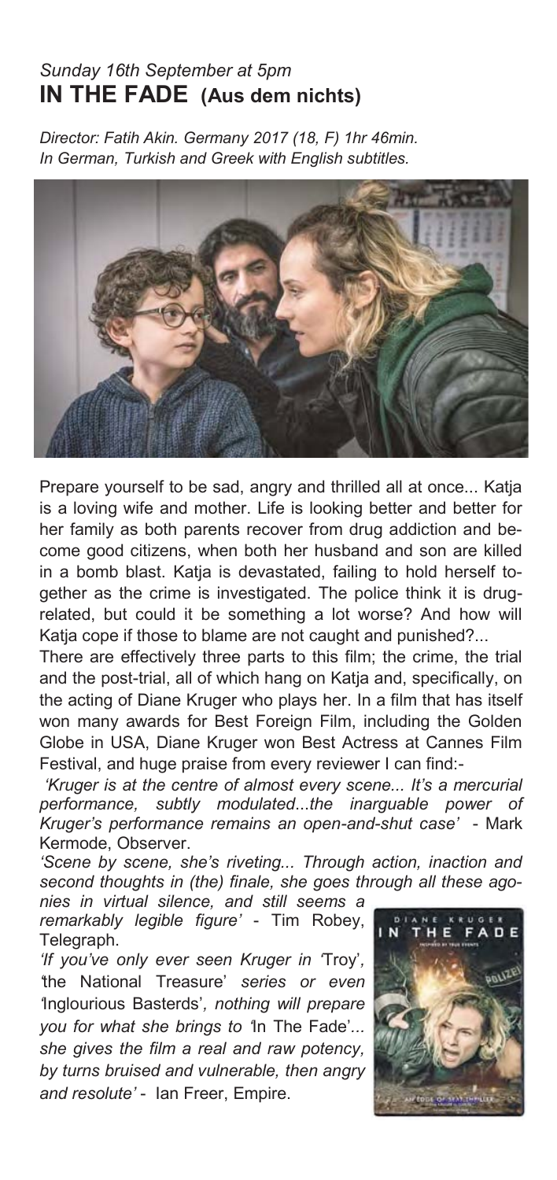*Sunday 16th September at 5pm*

## IN THE FADE (Aus dem nichts)

*Director: Fatih Akin. Germany 2017 (18, F) 1hr 46min.*
*In German, Turkish and Greek with English subtitles.*

Prepare yourself to be sad, angry and thrilled all at once... Katja is a loving wife and mother. Life is looking better and better for her family as both parents recover from drug addiction and become good citizens, when both her husband and son are killed in a bomb blast. Katja is devastated, failing to hold herself together as the crime is investigated. The police think it is drug-related, but could it be something a lot worse? And how will Katja cope if those to blame are not caught and punished?...

There are effectively three parts to this film; the crime, the trial and the post-trial, all of which hang on Katja and, specifically, on the acting of Diane Kruger who plays her. In a film that has itself won many awards for Best Foreign Film, including the Golden Globe in USA, Diane Kruger won Best Actress at Cannes Film Festival, and huge praise from every reviewer I can find:-

*'Kruger is at the centre of almost every scene... It's a mercurial performance, subtly modulated...the inarguable power of Kruger's performance remains an open-and-shut case'* - Mark Kermode, Observer.

*'Scene by scene, she's riveting... Through action, inaction and second thoughts in (the) finale, she goes through all these agonies in virtual silence, and still seems a remarkably legible figure'* - Tim Robey, Telegraph.

*'If you've only ever seen Kruger in '*Troy'*, '*the National Treasure' *series or even '*Inglourious Basterds'*, nothing will prepare you for what she brings to '*In The Fade'*... she gives the film a real and raw potency, by turns bruised and vulnerable, then angry and resolute'* - Ian Freer, Empire.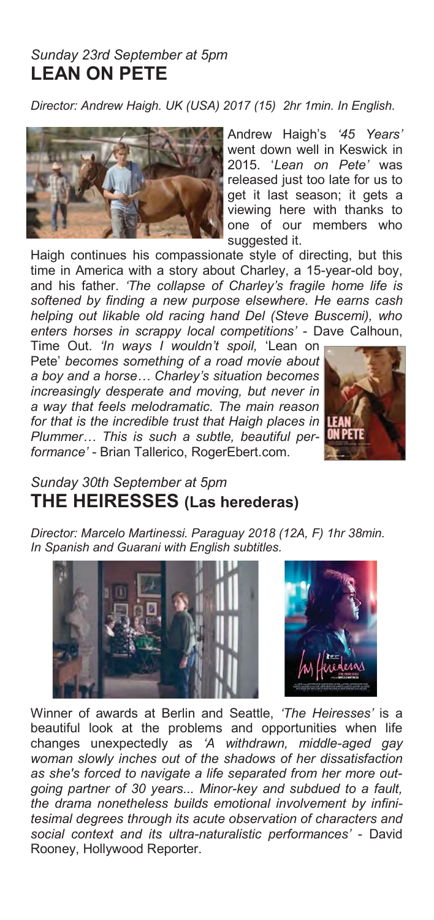*Sunday 23rd September at 5pm*

## LEAN ON PETE

*Director: Andrew Haigh. UK (USA) 2017 (15) 2hr 1min. In English.*

Andrew Haigh's *'45 Years'* went down well in Keswick in 2015. '*Lean on Pete'* was released just too late for us to get it last season; it gets a viewing here with thanks to one of our members who suggested it.

Haigh continues his compassionate style of directing, but this time in America with a story about Charley, a 15-year-old boy, and his father. *'The collapse of Charley's fragile home life is softened by finding a new purpose elsewhere. He earns cash helping out likable old racing hand Del (Steve Buscemi), who enters horses in scrappy local competitions'* - Dave Calhoun, Time Out. *'In ways I wouldn't spoil,* 'Lean on Pete' *becomes something of a road movie about a boy and a horse… Charley's situation becomes increasingly desperate and moving, but never in a way that feels melodramatic. The main reason for that is the incredible trust that Haigh places in Plummer… This is such a subtle, beautiful performance'* - Brian Tallerico, RogerEbert.com.

*Sunday 30th September at 5pm*

## THE HEIRESSES (Las herederas)

*Director: Marcelo Martinessi. Paraguay 2018 (12A, F) 1hr 38min. In Spanish and Guarani with English subtitles.*

Winner of awards at Berlin and Seattle, *'The Heiresses'* is a beautiful look at the problems and opportunities when life changes unexpectedly as *'A withdrawn, middle-aged gay woman slowly inches out of the shadows of her dissatisfaction as she's forced to navigate a life separated from her more outgoing partner of 30 years... Minor-key and subdued to a fault, the drama nonetheless builds emotional involvement by infinitesimal degrees through its acute observation of characters and social context and its ultra-naturalistic performances'* - David Rooney, Hollywood Reporter.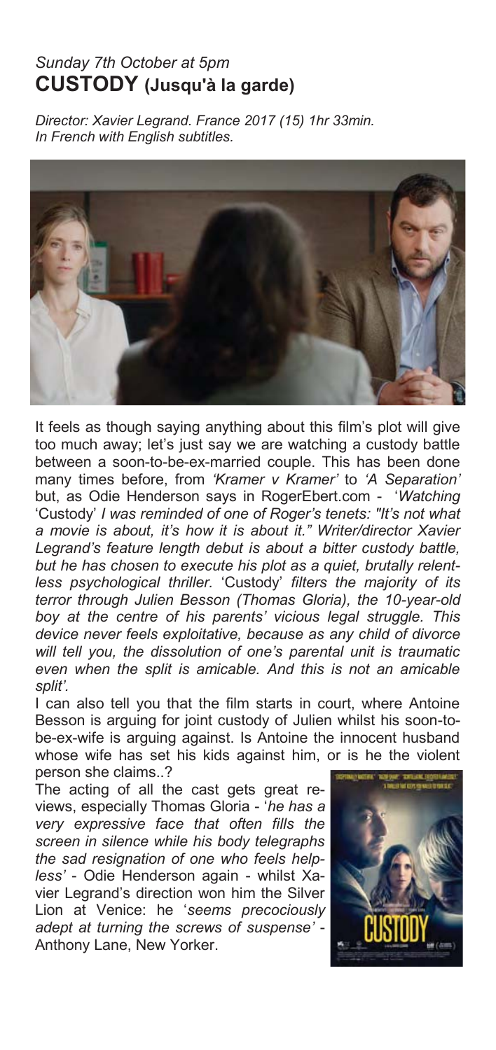*Sunday 7th October at 5pm*

## CUSTODY (Jusqu'à la garde)

*Director: Xavier Legrand. France 2017 (15) 1hr 33min. In French with English subtitles.*

It feels as though saying anything about this film's plot will give too much away; let's just say we are watching a custody battle between a soon-to-be-ex-married couple. This has been done many times before, from *'Kramer v Kramer'* to *'A Separation'* but, as Odie Henderson says in RogerEbert.com - '*Watching* 'Custody' *I was reminded of one of Roger's tenets: "It's not what a movie is about, it's how it is about it." Writer/director Xavier Legrand's feature length debut is about a bitter custody battle, but he has chosen to execute his plot as a quiet, brutally relentless psychological thriller.* 'Custody' *filters the majority of its terror through Julien Besson (Thomas Gloria), the 10-year-old boy at the centre of his parents' vicious legal struggle. This device never feels exploitative, because as any child of divorce will tell you, the dissolution of one's parental unit is traumatic even when the split is amicable. And this is not an amicable split'.*

I can also tell you that the film starts in court, where Antoine Besson is arguing for joint custody of Julien whilst his soon-to-be-ex-wife is arguing against. Is Antoine the innocent husband whose wife has set his kids against him, or is he the violent person she claims..?

The acting of all the cast gets great reviews, especially Thomas Gloria - '*he has a very expressive face that often fills the screen in silence while his body telegraphs the sad resignation of one who feels helpless'* - Odie Henderson again - whilst Xavier Legrand's direction won him the Silver Lion at Venice: he '*seems precociously adept at turning the screws of suspense'* - Anthony Lane, New Yorker.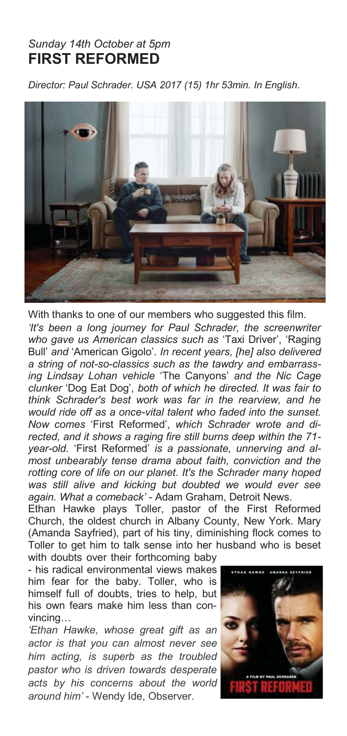*Sunday 14th October at 5pm*
## FIRST REFORMED

*Director: Paul Schrader. USA 2017 (15) 1hr 53min. In English.*

With thanks to one of our members who suggested this film.

*'It's been a long journey for Paul Schrader, the screenwriter who gave us American classics such as* 'Taxi Driver', 'Raging Bull' *and* 'American Gigolo'. *In recent years, [he] also delivered a string of not-so-classics such as the tawdry and embarrassing Lindsay Lohan vehicle* 'The Canyons' *and the Nic Cage clunker* 'Dog Eat Dog', *both of which he directed. It was fair to think Schrader's best work was far in the rearview, and he would ride off as a once-vital talent who faded into the sunset. Now comes* 'First Reformed', *which Schrader wrote and directed, and it shows a raging fire still burns deep within the 71-year-old.* 'First Reformed' *is a passionate, unnerving and almost unbearably tense drama about faith, conviction and the rotting core of life on our planet. It's the Schrader many hoped was still alive and kicking but doubted we would ever see again. What a comeback'* - Adam Graham, Detroit News.

Ethan Hawke plays Toller, pastor of the First Reformed Church, the oldest church in Albany County, New York. Mary (Amanda Sayfried), part of his tiny, diminishing flock comes to Toller to get him to talk sense into her husband who is beset with doubts over their forthcoming baby - his radical environmental views makes him fear for the baby. Toller, who is himself full of doubts, tries to help, but his own fears make him less than convincing…

*'Ethan Hawke, whose great gift as an actor is that you can almost never see him acting, is superb as the troubled pastor who is driven towards desperate acts by his concerns about the world around him'* - Wendy Ide, Observer.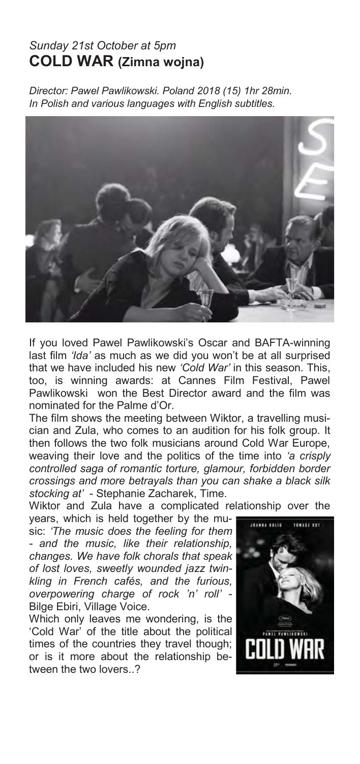*Sunday 21st October at 5pm*

## COLD WAR (Zimna wojna)

*Director: Pawel Pawlikowski. Poland 2018 (15) 1hr 28min.*
*In Polish and various languages with English subtitles.*

If you loved Pawel Pawlikowski's Oscar and BAFTA-winning last film *'Ida'* as much as we did you won't be at all surprised that we have included his new *'Cold War'* in this season. This, too, is winning awards: at Cannes Film Festival, Pawel Pawlikowski won the Best Director award and the film was nominated for the Palme d'Or.

The film shows the meeting between Wiktor, a travelling musician and Zula, who comes to an audition for his folk group. It then follows the two folk musicians around Cold War Europe, weaving their love and the politics of the time into *'a crisply controlled saga of romantic torture, glamour, forbidden border crossings and more betrayals than you can shake a black silk stocking at'* - Stephanie Zacharek, Time.

Wiktor and Zula have a complicated relationship over the years, which is held together by the music: *'The music does the feeling for them - and the music, like their relationship, changes. We have folk chorals that speak of lost loves, sweetly wounded jazz twinkling in French cafés, and the furious, overpowering charge of rock 'n' roll'* - Bilge Ebiri, Village Voice.

Which only leaves me wondering, is the 'Cold War' of the title about the political times of the countries they travel though; or is it more about the relationship between the two lovers..?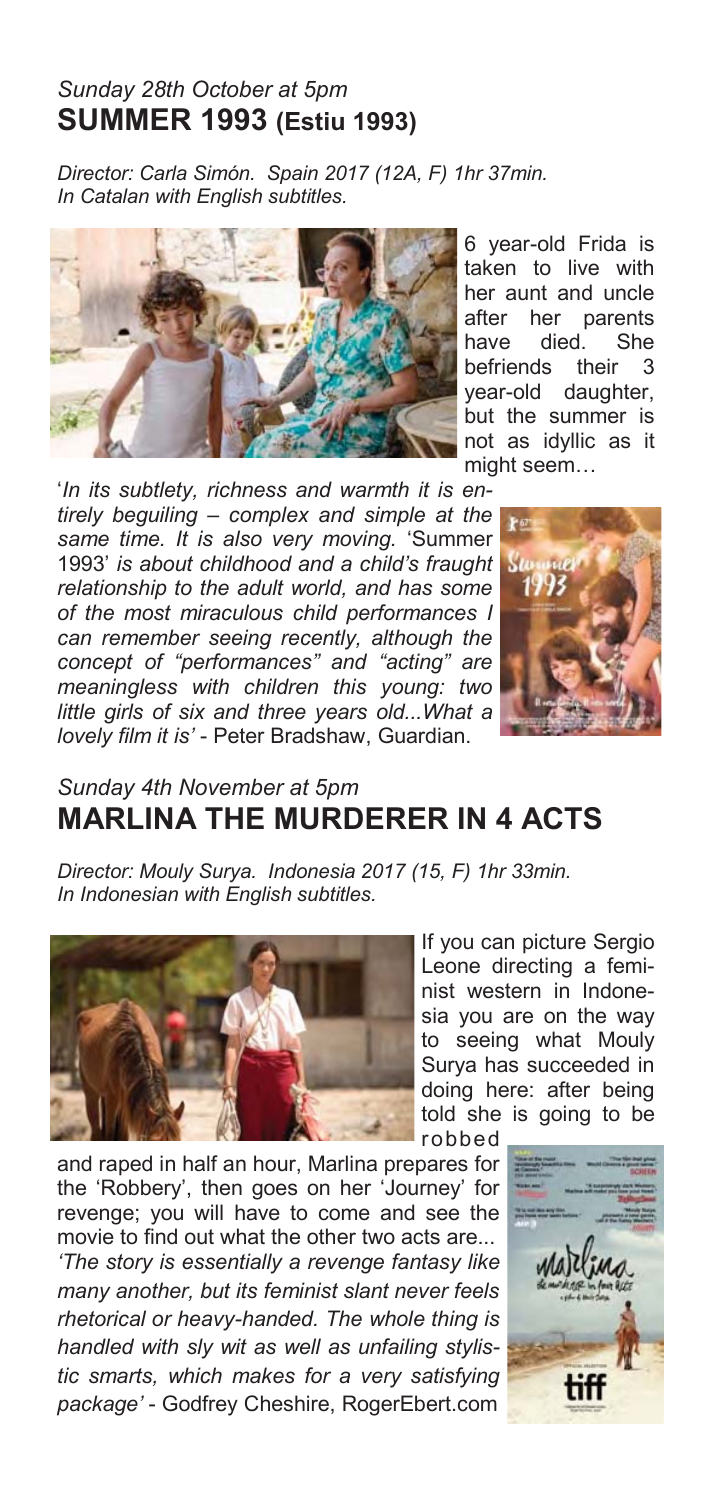*Sunday 28th October at 5pm*

## SUMMER 1993 (Estiu 1993)

*Director: Carla Simón. Spain 2017 (12A, F) 1hr 37min.*
*In Catalan with English subtitles.*

6 year-old Frida is taken to live with her aunt and uncle after her parents have died. She befriends their 3 year-old daughter, but the summer is not as idyllic as it might seem…

'*In its subtlety, richness and warmth it is entirely beguiling – complex and simple at the same time. It is also very moving.* 'Summer 1993' *is about childhood and a child's fraught relationship to the adult world, and has some of the most miraculous child performances I can remember seeing recently, although the concept of "performances" and "acting" are meaningless with children this young: two little girls of six and three years old...What a lovely film it is'* - Peter Bradshaw, Guardian.

*Sunday 4th November at 5pm*

## MARLINA THE MURDERER IN 4 ACTS

*Director: Mouly Surya. Indonesia 2017 (15, F) 1hr 33min.*
*In Indonesian with English subtitles.*

If you can picture Sergio Leone directing a feminist western in Indonesia you are on the way to seeing what Mouly Surya has succeeded in doing here: after being told she is going to be robbed and raped in half an hour, Marlina prepares for the 'Robbery', then goes on her 'Journey' for revenge; you will have to come and see the movie to find out what the other two acts are...

*'The story is essentially a revenge fantasy like many another, but its feminist slant never feels rhetorical or heavy-handed. The whole thing is handled with sly wit as well as unfailing stylistic smarts, which makes for a very satisfying package'* - Godfrey Cheshire, RogerEbert.com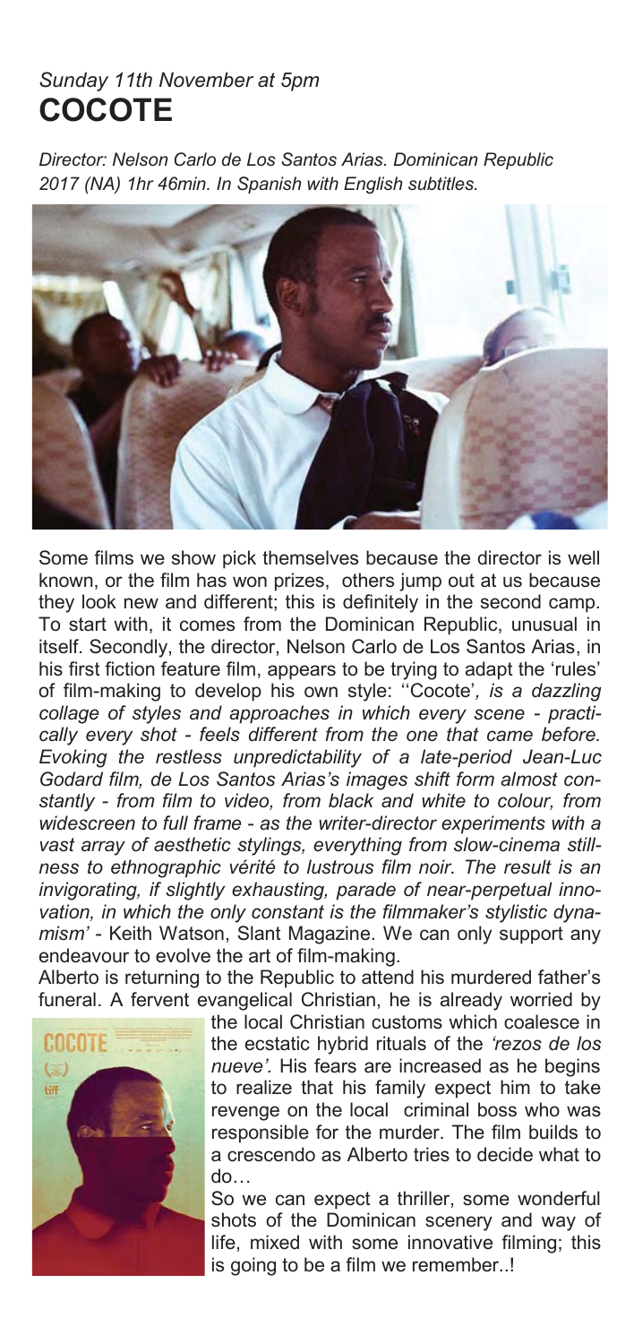*Sunday 11th November at 5pm*

# COCOTE

*Director: Nelson Carlo de Los Santos Arias. Dominican Republic 2017 (NA) 1hr 46min. In Spanish with English subtitles.*

Some films we show pick themselves because the director is well known, or the film has won prizes, others jump out at us because they look new and different; this is definitely in the second camp. To start with, it comes from the Dominican Republic, unusual in itself. Secondly, the director, Nelson Carlo de Los Santos Arias, in his first fiction feature film, appears to be trying to adapt the 'rules' of film-making to develop his own style: ''Cocote'*, is a dazzling collage of styles and approaches in which every scene - practically every shot - feels different from the one that came before. Evoking the restless unpredictability of a late-period Jean-Luc Godard film, de Los Santos Arias's images shift form almost constantly - from film to video, from black and white to colour, from widescreen to full frame - as the writer-director experiments with a vast array of aesthetic stylings, everything from slow-cinema stillness to ethnographic vérité to lustrous film noir. The result is an invigorating, if slightly exhausting, parade of near-perpetual innovation, in which the only constant is the filmmaker's stylistic dynamism'* - Keith Watson, Slant Magazine. We can only support any endeavour to evolve the art of film-making.

Alberto is returning to the Republic to attend his murdered father's funeral. A fervent evangelical Christian, he is already worried by the local Christian customs which coalesce in the ecstatic hybrid rituals of the *'rezos de los nueve'*. His fears are increased as he begins to realize that his family expect him to take revenge on the local criminal boss who was responsible for the murder. The film builds to a crescendo as Alberto tries to decide what to do…

So we can expect a thriller, some wonderful shots of the Dominican scenery and way of life, mixed with some innovative filming; this is going to be a film we remember..!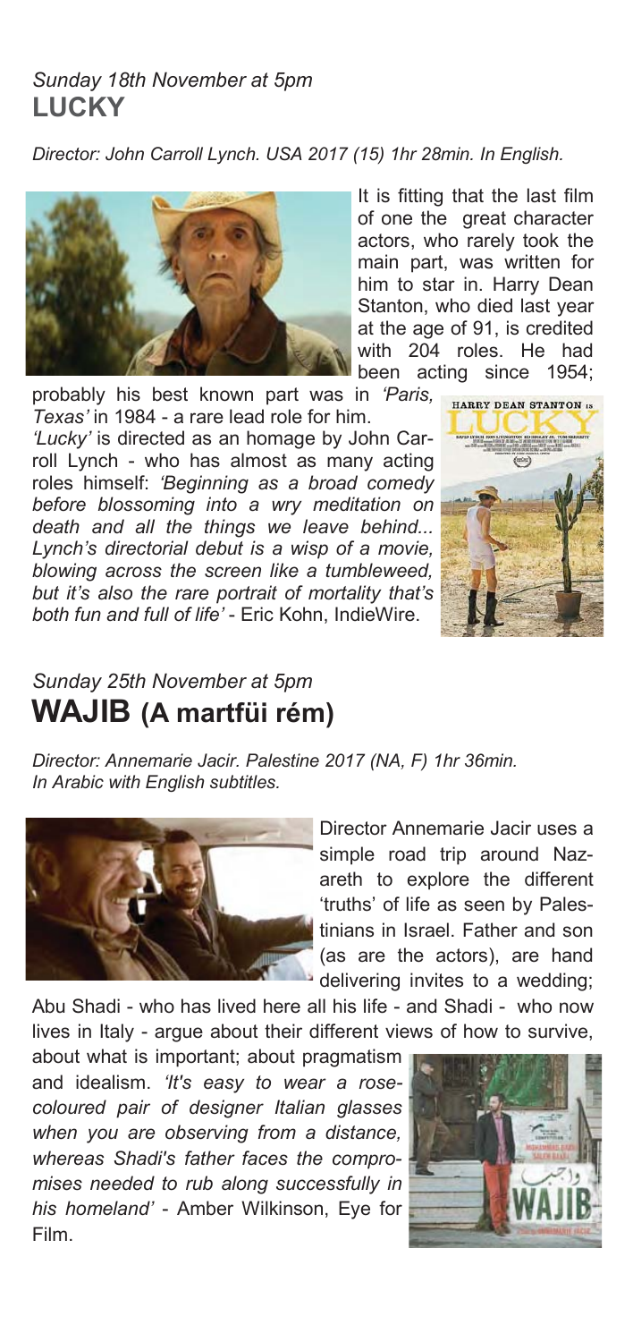*Sunday 18th November at 5pm*

## LUCKY

*Director: John Carroll Lynch. USA 2017 (15) 1hr 28min. In English.*

It is fitting that the last film of one the great character actors, who rarely took the main part, was written for him to star in. Harry Dean Stanton, who died last year at the age of 91, is credited with 204 roles. He had been acting since 1954; probably his best known part was in *'Paris, Texas'* in 1984 - a rare lead role for him.

*'Lucky'* is directed as an homage by John Carroll Lynch - who has almost as many acting roles himself: *'Beginning as a broad comedy before blossoming into a wry meditation on death and all the things we leave behind... Lynch's directorial debut is a wisp of a movie, blowing across the screen like a tumbleweed, but it's also the rare portrait of mortality that's both fun and full of life'* - Eric Kohn, IndieWire.

*Sunday 25th November at 5pm*

## WAJIB (A martfüi rém)

*Director: Annemarie Jacir. Palestine 2017 (NA, F) 1hr 36min. In Arabic with English subtitles.*

Director Annemarie Jacir uses a simple road trip around Nazareth to explore the different 'truths' of life as seen by Palestinians in Israel. Father and son (as are the actors), are hand delivering invites to a wedding; Abu Shadi - who has lived here all his life - and Shadi - who now lives in Italy - argue about their different views of how to survive, about what is important; about pragmatism and idealism. *'It's easy to wear a rose-coloured pair of designer Italian glasses when you are observing from a distance, whereas Shadi's father faces the compromises needed to rub along successfully in his homeland'* - Amber Wilkinson, Eye for Film.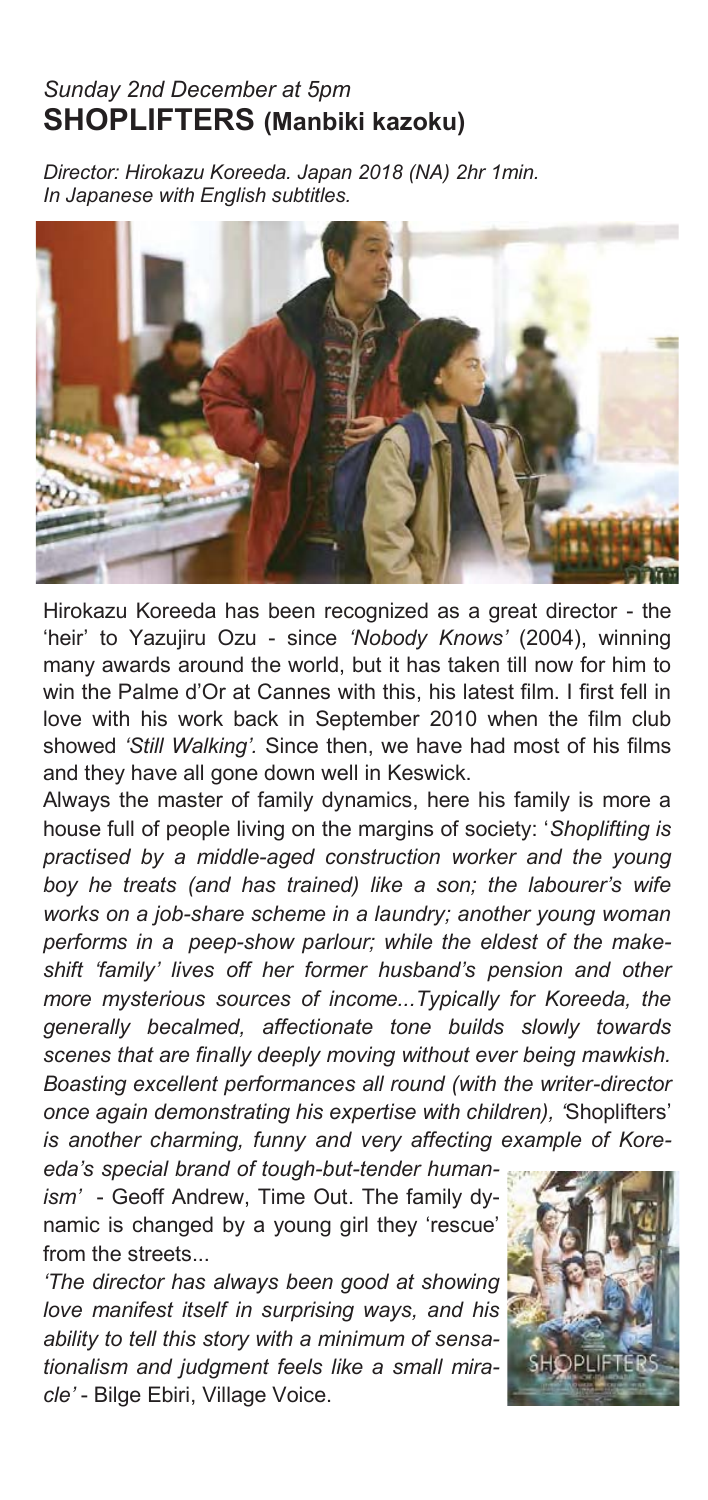*Sunday 2nd December at 5pm*

## SHOPLIFTERS (Manbiki kazoku)

*Director: Hirokazu Koreeda. Japan 2018 (NA) 2hr 1min.*
*In Japanese with English subtitles.*

Hirokazu Koreeda has been recognized as a great director - the 'heir' to Yazujiru Ozu - since *'Nobody Knows'* (2004), winning many awards around the world, but it has taken till now for him to win the Palme d'Or at Cannes with this, his latest film. I first fell in love with his work back in September 2010 when the film club showed *'Still Walking'.* Since then, we have had most of his films and they have all gone down well in Keswick.

Always the master of family dynamics, here his family is more a house full of people living on the margins of society: '*Shoplifting is practised by a middle-aged construction worker and the young boy he treats (and has trained) like a son; the labourer's wife works on a job-share scheme in a laundry; another young woman performs in a peep-show parlour; while the eldest of the make-shift 'family' lives off her former husband's pension and other more mysterious sources of income...Typically for Koreeda, the generally becalmed, affectionate tone builds slowly towards scenes that are finally deeply moving without ever being mawkish. Boasting excellent performances all round (with the writer-director once again demonstrating his expertise with children), '*Shoplifters' *is another charming, funny and very affecting example of Koreeda's special brand of tough-but-tender humanism'* - Geoff Andrew, Time Out. The family dynamic is changed by a young girl they 'rescue' from the streets...

*'The director has always been good at showing love manifest itself in surprising ways, and his ability to tell this story with a minimum of sensationalism and judgment feels like a small miracle'* - Bilge Ebiri, Village Voice.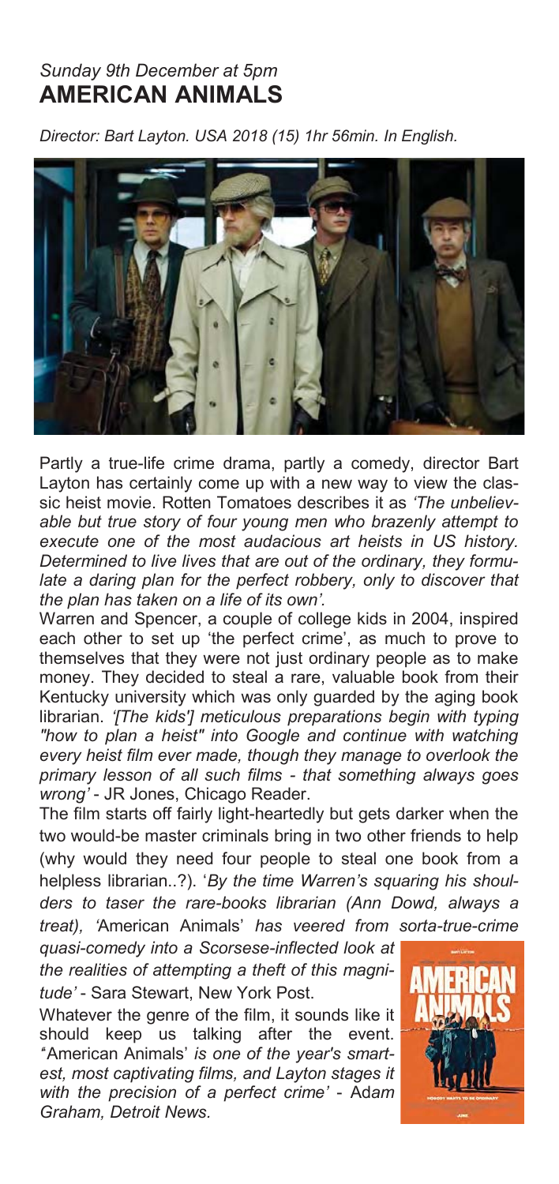*Sunday 9th December at 5pm*

## AMERICAN ANIMALS

*Director: Bart Layton. USA 2018 (15) 1hr 56min. In English.*

Partly a true-life crime drama, partly a comedy, director Bart Layton has certainly come up with a new way to view the classic heist movie. Rotten Tomatoes describes it as *'The unbelievable but true story of four young men who brazenly attempt to execute one of the most audacious art heists in US history. Determined to live lives that are out of the ordinary, they formulate a daring plan for the perfect robbery, only to discover that the plan has taken on a life of its own'*.

Warren and Spencer, a couple of college kids in 2004, inspired each other to set up 'the perfect crime', as much to prove to themselves that they were not just ordinary people as to make money. They decided to steal a rare, valuable book from their Kentucky university which was only guarded by the aging book librarian. *'[The kids'] meticulous preparations begin with typing "how to plan a heist" into Google and continue with watching every heist film ever made, though they manage to overlook the primary lesson of all such films - that something always goes wrong'* - JR Jones, Chicago Reader.

The film starts off fairly light-heartedly but gets darker when the two would-be master criminals bring in two other friends to help (why would they need four people to steal one book from a helpless librarian..?). '*By the time Warren's squaring his shoulders to taser the rare-books librarian (Ann Dowd, always a treat), '*American Animals' *has veered from sorta-true-crime quasi-comedy into a Scorsese-inflected look at the realities of attempting a theft of this magnitude'* - Sara Stewart, New York Post.

Whatever the genre of the film, it sounds like it should keep us talking after the event. *"*American Animals' *is one of the year's smartest, most captivating films, and Layton stages it with the precision of a perfect crime'* - Adam Graham, Detroit News.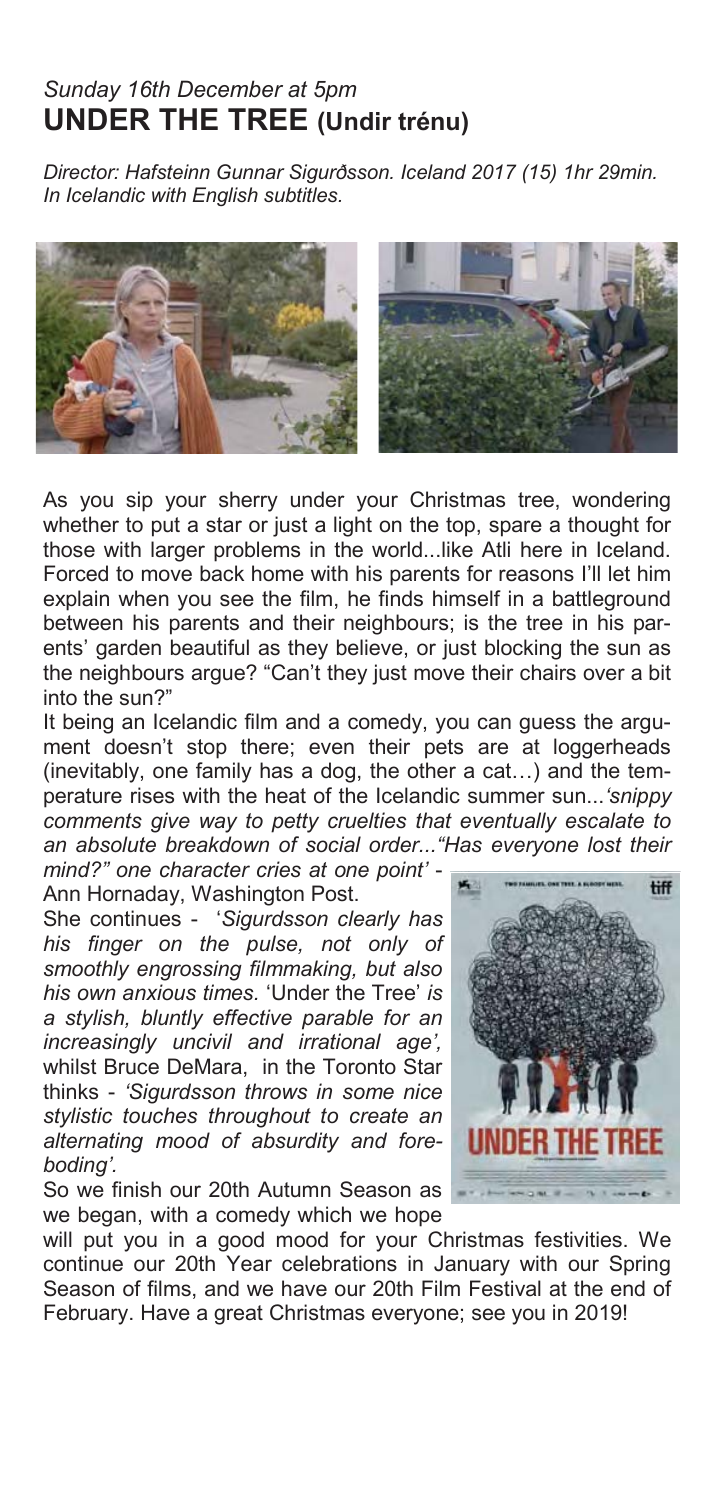*Sunday 16th December at 5pm*

## UNDER THE TREE (Undir trénu)

*Director: Hafsteinn Gunnar Sigurðsson. Iceland 2017 (15) 1hr 29min. In Icelandic with English subtitles.*

As you sip your sherry under your Christmas tree, wondering whether to put a star or just a light on the top, spare a thought for those with larger problems in the world...like Atli here in Iceland. Forced to move back home with his parents for reasons I'll let him explain when you see the film, he finds himself in a battleground between his parents and their neighbours; is the tree in his parents' garden beautiful as they believe, or just blocking the sun as the neighbours argue? "Can't they just move their chairs over a bit into the sun?"

It being an Icelandic film and a comedy, you can guess the argument doesn't stop there; even their pets are at loggerheads (inevitably, one family has a dog, the other a cat…) and the temperature rises with the heat of the Icelandic summer sun...*'snippy comments give way to petty cruelties that eventually escalate to an absolute breakdown of social order..."Has everyone lost their mind?" one character cries at one point'* - Ann Hornaday, Washington Post.

She continues - '*Sigurdsson clearly has his finger on the pulse, not only of smoothly engrossing filmmaking, but also his own anxious times.* 'Under the Tree' *is a stylish, bluntly effective parable for an increasingly uncivil and irrational age',* whilst Bruce DeMara, in the Toronto Star thinks - *'Sigurdsson throws in some nice stylistic touches throughout to create an alternating mood of absurdity and foreboding'.*

So we finish our 20th Autumn Season as we began, with a comedy which we hope will put you in a good mood for your Christmas festivities. We continue our 20th Year celebrations in January with our Spring Season of films, and we have our 20th Film Festival at the end of February. Have a great Christmas everyone; see you in 2019!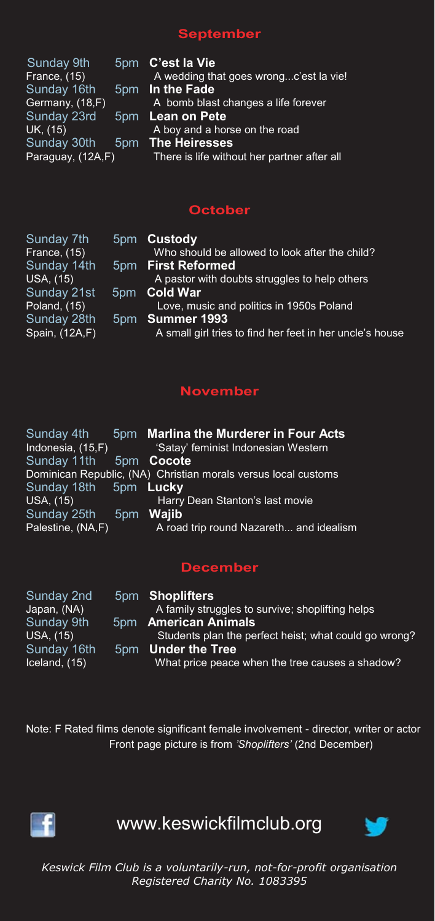## September

Sunday 9th  5pm **C'est la Vie**
France, (15)  A wedding that goes wrong...c'est la vie!

Sunday 16th  5pm **In the Fade**
Germany, (18,F)  A bomb blast changes a life forever

Sunday 23rd  5pm **Lean on Pete**
UK, (15)  A boy and a horse on the road

Sunday 30th  5pm **The Heiresses**
Paraguay, (12A,F)  There is life without her partner after all

## October

Sunday 7th  5pm **Custody**
France, (15)  Who should be allowed to look after the child?

Sunday 14th  5pm **First Reformed**
USA, (15)  A pastor with doubts struggles to help others

Sunday 21st  5pm **Cold War**
Poland, (15)  Love, music and politics in 1950s Poland

Sunday 28th  5pm **Summer 1993**
Spain, (12A,F)  A small girl tries to find her feet in her uncle's house

## November

Sunday 4th  5pm **Marlina the Murderer in Four Acts**
Indonesia, (15,F)  'Satay' feminist Indonesian Western

Sunday 11th  5pm **Cocote**
Dominican Republic, (NA) Christian morals versus local customs

Sunday 18th  5pm **Lucky**
USA, (15)  Harry Dean Stanton's last movie

Sunday 25th  5pm **Wajib**
Palestine, (NA,F)  A road trip round Nazareth... and idealism

## December

Sunday 2nd  5pm **Shoplifters**
Japan, (NA)  A family struggles to survive; shoplifting helps

Sunday 9th  5pm **American Animals**
USA, (15)  Students plan the perfect heist; what could go wrong?

Sunday 16th  5pm **Under the Tree**
Iceland, (15)  What price peace when the tree causes a shadow?

Note: F Rated films denote significant female involvement - director, writer or actor
Front page picture is from *'Shoplifters'* (2nd December)

www.keswickfilmclub.org

*Keswick Film Club is a voluntarily-run, not-for-profit organisation*
*Registered Charity No. 1083395*